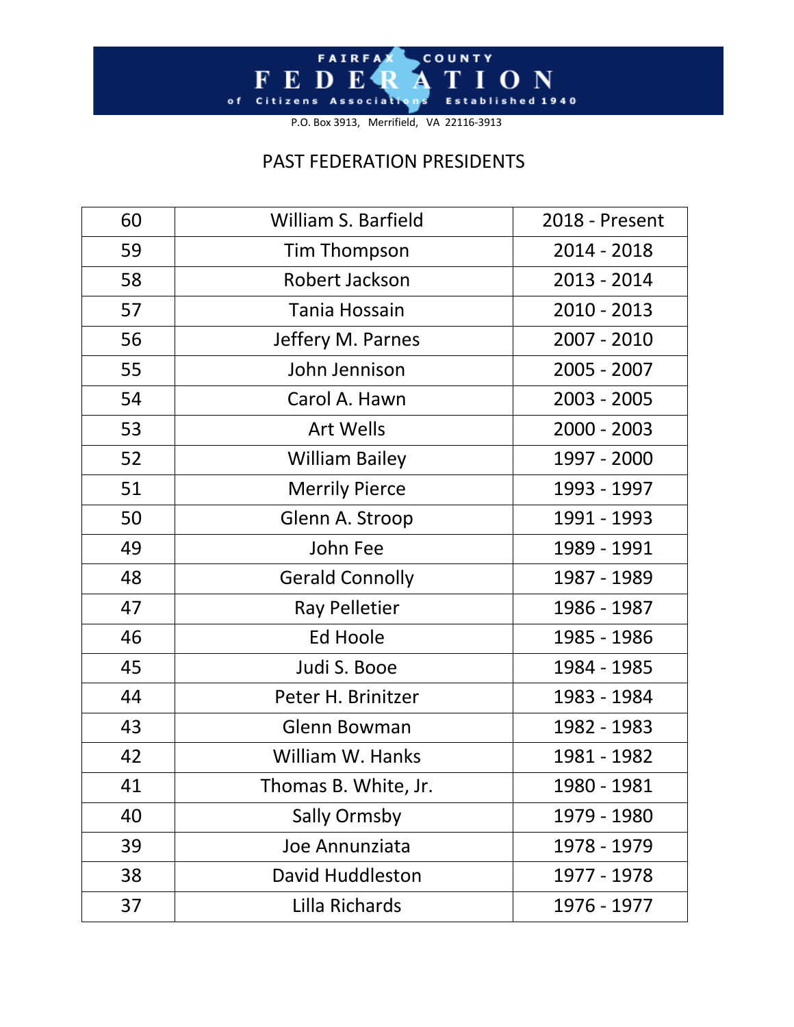FAIRFAX COUNTY

# FEDERATION

of Citizens Associations Established 1940

P.O. Box 3913, Merrifield, VA 22116-3913

## PAST FEDERATION PRESIDENTS

| | | |
|---|---|---|
| 60 | William S. Barfield | 2018 - Present |
| 59 | Tim Thompson | 2014 - 2018 |
| 58 | Robert Jackson | 2013 - 2014 |
| 57 | Tania Hossain | 2010 - 2013 |
| 56 | Jeffery M. Parnes | 2007 - 2010 |
| 55 | John Jennison | 2005 - 2007 |
| 54 | Carol A. Hawn | 2003 - 2005 |
| 53 | Art Wells | 2000 - 2003 |
| 52 | William Bailey | 1997 - 2000 |
| 51 | Merrily Pierce | 1993 - 1997 |
| 50 | Glenn A. Stroop | 1991 - 1993 |
| 49 | John Fee | 1989 - 1991 |
| 48 | Gerald Connolly | 1987 - 1989 |
| 47 | Ray Pelletier | 1986 - 1987 |
| 46 | Ed Hoole | 1985 - 1986 |
| 45 | Judi S. Booe | 1984 - 1985 |
| 44 | Peter H. Brinitzer | 1983 - 1984 |
| 43 | Glenn Bowman | 1982 - 1983 |
| 42 | William W. Hanks | 1981 - 1982 |
| 41 | Thomas B. White, Jr. | 1980 - 1981 |
| 40 | Sally Ormsby | 1979 - 1980 |
| 39 | Joe Annunziata | 1978 - 1979 |
| 38 | David Huddleston | 1977 - 1978 |
| 37 | Lilla Richards | 1976 - 1977 |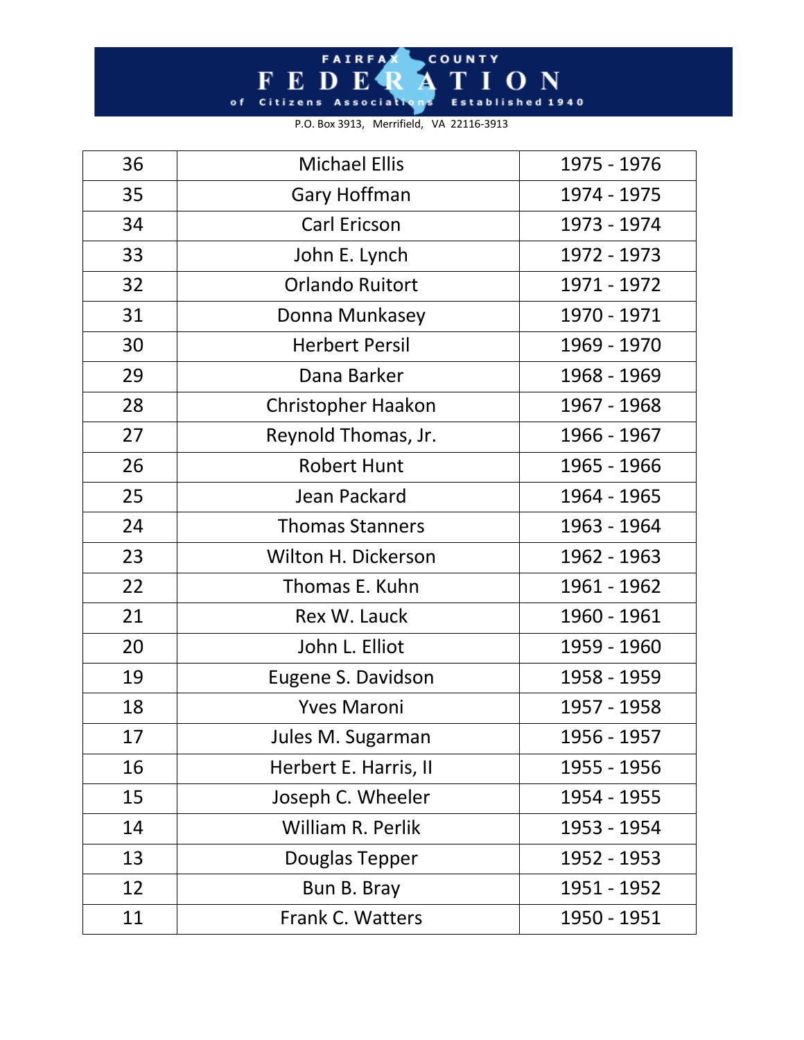| 36 | Michael Ellis | 1975 - 1976 |
|---|---|---|
| 35 | Gary Hoffman | 1974 - 1975 |
| 34 | Carl Ericson | 1973 - 1974 |
| 33 | John E. Lynch | 1972 - 1973 |
| 32 | Orlando Ruitort | 1971 - 1972 |
| 31 | Donna Munkasey | 1970 - 1971 |
| 30 | Herbert Persil | 1969 - 1970 |
| 29 | Dana Barker | 1968 - 1969 |
| 28 | Christopher Haakon | 1967 - 1968 |
| 27 | Reynold Thomas, Jr. | 1966 - 1967 |
| 26 | Robert Hunt | 1965 - 1966 |
| 25 | Jean Packard | 1964 - 1965 |
| 24 | Thomas Stanners | 1963 - 1964 |
| 23 | Wilton H. Dickerson | 1962 - 1963 |
| 22 | Thomas E. Kuhn | 1961 - 1962 |
| 21 | Rex W. Lauck | 1960 - 1961 |
| 20 | John L. Elliot | 1959 - 1960 |
| 19 | Eugene S. Davidson | 1958 - 1959 |
| 18 | Yves Maroni | 1957 - 1958 |
| 17 | Jules M. Sugarman | 1956 - 1957 |
| 16 | Herbert E. Harris, II | 1955 - 1956 |
| 15 | Joseph C. Wheeler | 1954 - 1955 |
| 14 | William R. Perlik | 1953 - 1954 |
| 13 | Douglas Tepper | 1952 - 1953 |
| 12 | Bun B. Bray | 1951 - 1952 |
| 11 | Frank C. Watters | 1950 - 1951 |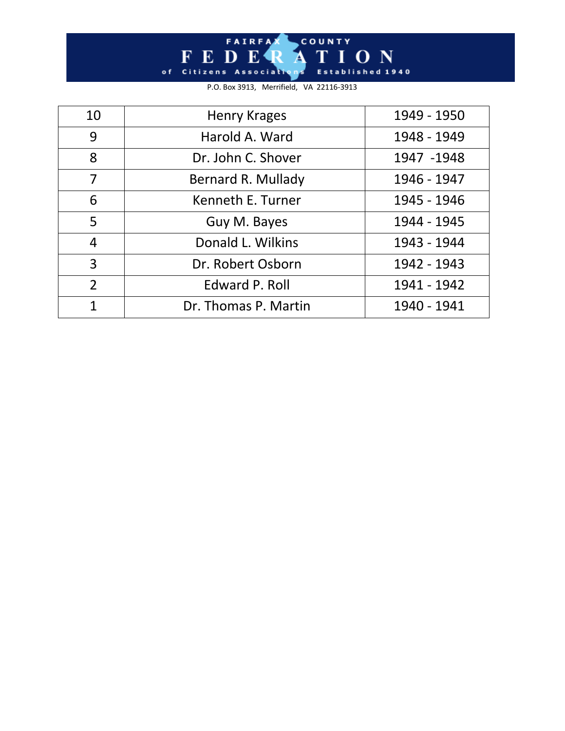P.O. Box 3913, Merrifield, VA 22116-3913

| | | |
|---|---|---|
| 10 | Henry Krages | 1949 - 1950 |
| 9 | Harold A. Ward | 1948 - 1949 |
| 8 | Dr. John C. Shover | 1947 -1948 |
| 7 | Bernard R. Mullady | 1946 - 1947 |
| 6 | Kenneth E. Turner | 1945 - 1946 |
| 5 | Guy M. Bayes | 1944 - 1945 |
| 4 | Donald L. Wilkins | 1943 - 1944 |
| 3 | Dr. Robert Osborn | 1942 - 1943 |
| 2 | Edward P. Roll | 1941 - 1942 |
| 1 | Dr. Thomas P. Martin | 1940 - 1941 |